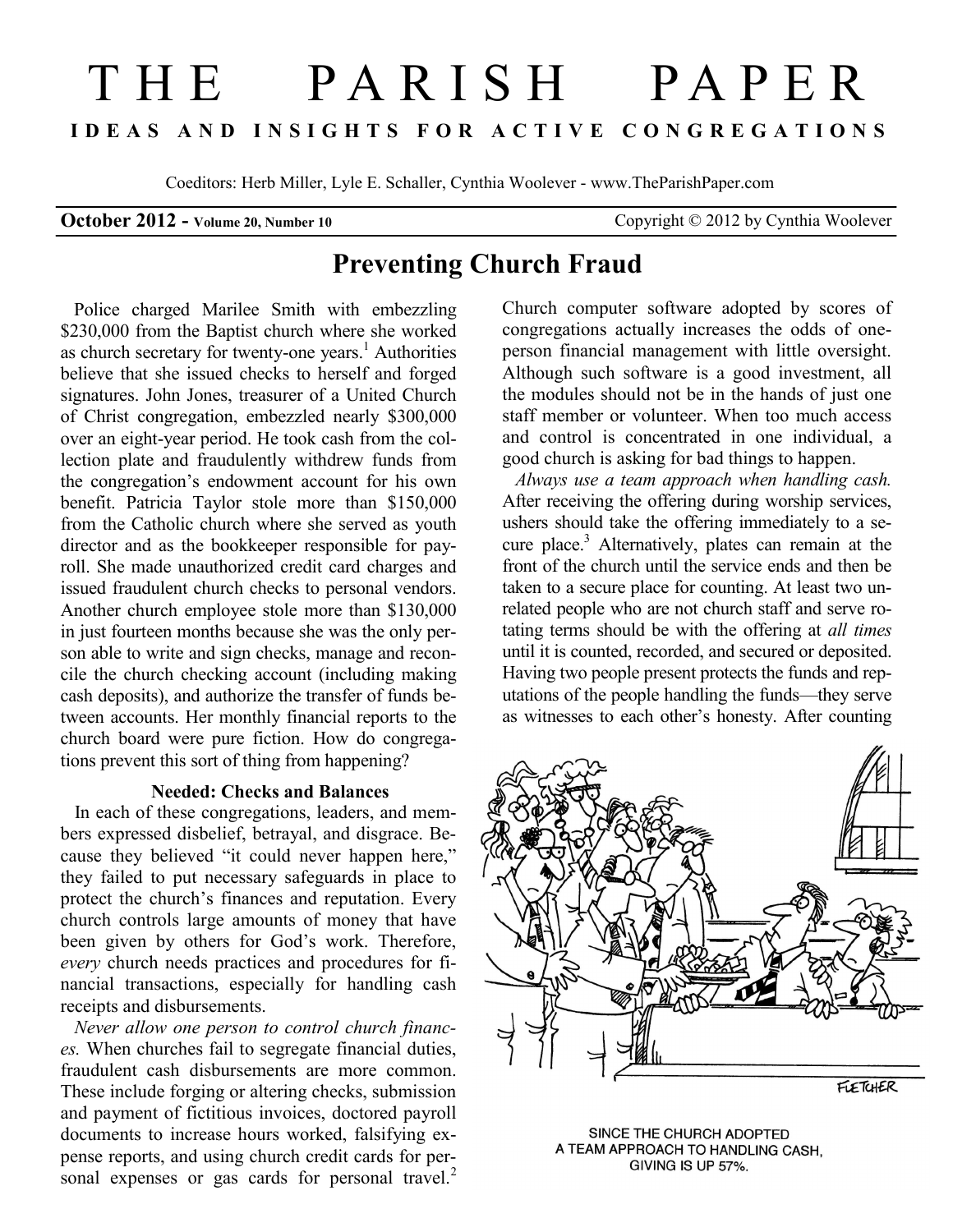# THE PARISH PAPER

**IDEAS AND INSIGHTS FOR ACTIVE CONGREGATIONS**

Coeditors: Herb Miller, Lyle E. Schaller, Cynthia Woolever - www.TheParishPaper.com

**October 2012 - Volume 20, Number 10** Copyright © 2012 by Cynthia Woolever

## Preventing Church Fraud

Police charged Marilee Smith with embezzling $230,000 from the Baptist church where she worked as church secretary for twenty-one years.[1] Authorities believe that she issued checks to herself and forged signatures. John Jones, treasurer of a United Church of Christ congregation, embezzled nearly $300,000 over an eight-year period. He took cash from the collection plate and fraudulently withdrew funds from the congregation's endowment account for his own benefit. Patricia Taylor stole more than $150,000 from the Catholic church where she served as youth director and as the bookkeeper responsible for payroll. She made unauthorized credit card charges and issued fraudulent church checks to personal vendors. Another church employee stole more than $130,000 in just fourteen months because she was the only person able to write and sign checks, manage and reconcile the church checking account (including making cash deposits), and authorize the transfer of funds between accounts. Her monthly financial reports to the church board were pure fiction. How do congregations prevent this sort of thing from happening?

### Needed: Checks and Balances

In each of these congregations, leaders, and members expressed disbelief, betrayal, and disgrace. Because they believed "it could never happen here," they failed to put necessary safeguards in place to protect the church's finances and reputation. Every church controls large amounts of money that have been given by others for God's work. Therefore, *every* church needs practices and procedures for financial transactions, especially for handling cash receipts and disbursements.

*Never allow one person to control church finances.* When churches fail to segregate financial duties, fraudulent cash disbursements are more common. These include forging or altering checks, submission and payment of fictitious invoices, doctored payroll documents to increase hours worked, falsifying expense reports, and using church credit cards for personal expenses or gas cards for personal travel.[2] Church computer software adopted by scores of congregations actually increases the odds of one-person financial management with little oversight. Although such software is a good investment, all the modules should not be in the hands of just one staff member or volunteer. When too much access and control is concentrated in one individual, a good church is asking for bad things to happen.

*Always use a team approach when handling cash.* After receiving the offering during worship services, ushers should take the offering immediately to a secure place.[3] Alternatively, plates can remain at the front of the church until the service ends and then be taken to a secure place for counting. At least two unrelated people who are not church staff and serve rotating terms should be with the offering at *all times* until it is counted, recorded, and secured or deposited. Having two people present protects the funds and reputations of the people handling the funds—they serve as witnesses to each other's honesty. After counting

SINCE THE CHURCH ADOPTED A TEAM APPROACH TO HANDLING CASH, GIVING IS UP 57%.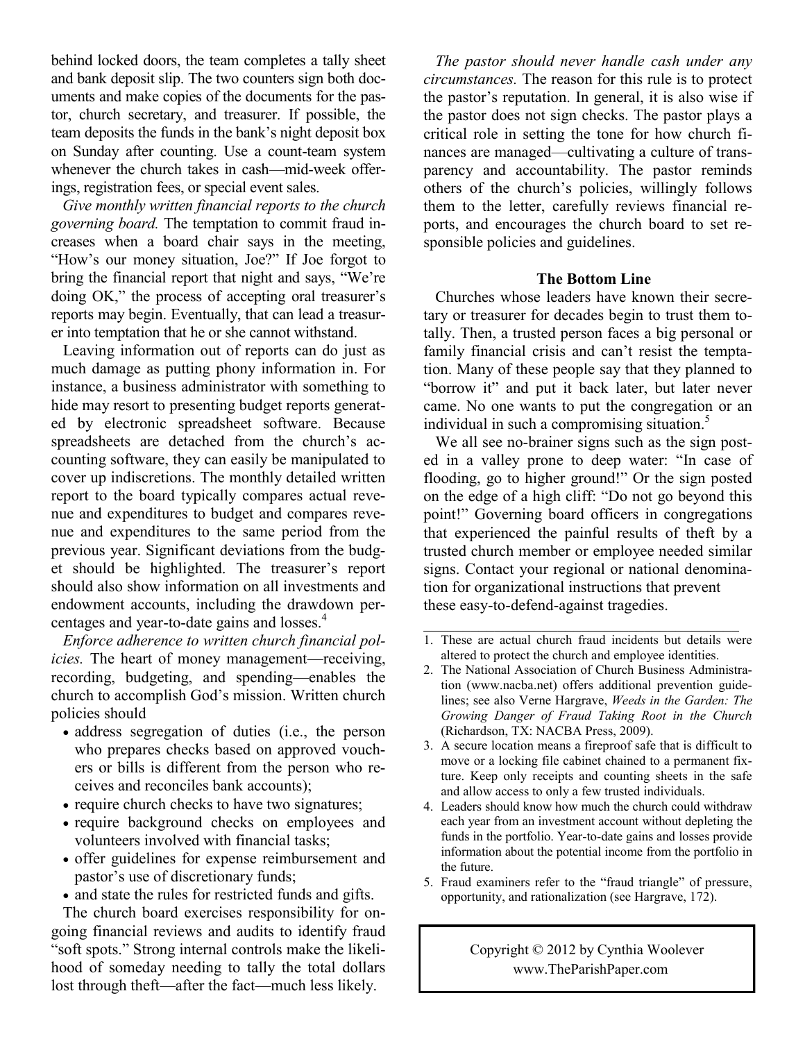behind locked doors, the team completes a tally sheet and bank deposit slip. The two counters sign both documents and make copies of the documents for the pastor, church secretary, and treasurer. If possible, the team deposits the funds in the bank's night deposit box on Sunday after counting. Use a count-team system whenever the church takes in cash—mid-week offerings, registration fees, or special event sales.

*Give monthly written financial reports to the church governing board.* The temptation to commit fraud increases when a board chair says in the meeting, "How's our money situation, Joe?" If Joe forgot to bring the financial report that night and says, "We're doing OK," the process of accepting oral treasurer's reports may begin. Eventually, that can lead a treasurer into temptation that he or she cannot withstand.

Leaving information out of reports can do just as much damage as putting phony information in. For instance, a business administrator with something to hide may resort to presenting budget reports generated by electronic spreadsheet software. Because spreadsheets are detached from the church's accounting software, they can easily be manipulated to cover up indiscretions. The monthly detailed written report to the board typically compares actual revenue and expenditures to budget and compares revenue and expenditures to the same period from the previous year. Significant deviations from the budget should be highlighted. The treasurer's report should also show information on all investments and endowment accounts, including the drawdown percentages and year-to-date gains and losses.[4]

*Enforce adherence to written church financial policies.* The heart of money management—receiving, recording, budgeting, and spending—enables the church to accomplish God's mission. Written church policies should

- address segregation of duties (i.e., the person who prepares checks based on approved vouchers or bills is different from the person who receives and reconciles bank accounts);
- require church checks to have two signatures;
- require background checks on employees and volunteers involved with financial tasks;
- offer guidelines for expense reimbursement and pastor's use of discretionary funds;
- and state the rules for restricted funds and gifts.

The church board exercises responsibility for ongoing financial reviews and audits to identify fraud "soft spots." Strong internal controls make the likelihood of someday needing to tally the total dollars lost through theft—after the fact—much less likely.

*The pastor should never handle cash under any circumstances.* The reason for this rule is to protect the pastor's reputation. In general, it is also wise if the pastor does not sign checks. The pastor plays a critical role in setting the tone for how church finances are managed—cultivating a culture of transparency and accountability. The pastor reminds others of the church's policies, willingly follows them to the letter, carefully reviews financial reports, and encourages the church board to set responsible policies and guidelines.

### The Bottom Line

Churches whose leaders have known their secretary or treasurer for decades begin to trust them totally. Then, a trusted person faces a big personal or family financial crisis and can't resist the temptation. Many of these people say that they planned to "borrow it" and put it back later, but later never came. No one wants to put the congregation or an individual in such a compromising situation.[5]

We all see no-brainer signs such as the sign posted in a valley prone to deep water: "In case of flooding, go to higher ground!" Or the sign posted on the edge of a high cliff: "Do not go beyond this point!" Governing board officers in congregations that experienced the painful results of theft by a trusted church member or employee needed similar signs. Contact your regional or national denomination for organizational instructions that prevent these easy-to-defend-against tragedies.

---

1. These are actual church fraud incidents but details were altered to protect the church and employee identities.
2. The National Association of Church Business Administration (www.nacba.net) offers additional prevention guidelines; see also Verne Hargrave, *Weeds in the Garden: The Growing Danger of Fraud Taking Root in the Church* (Richardson, TX: NACBA Press, 2009).
3. A secure location means a fireproof safe that is difficult to move or a locking file cabinet chained to a permanent fixture. Keep only receipts and counting sheets in the safe and allow access to only a few trusted individuals.
4. Leaders should know how much the church could withdraw each year from an investment account without depleting the funds in the portfolio. Year-to-date gains and losses provide information about the potential income from the portfolio in the future.
5. Fraud examiners refer to the "fraud triangle" of pressure, opportunity, and rationalization (see Hargrave, 172).

Copyright © 2012 by Cynthia Woolever
www.TheParishPaper.com